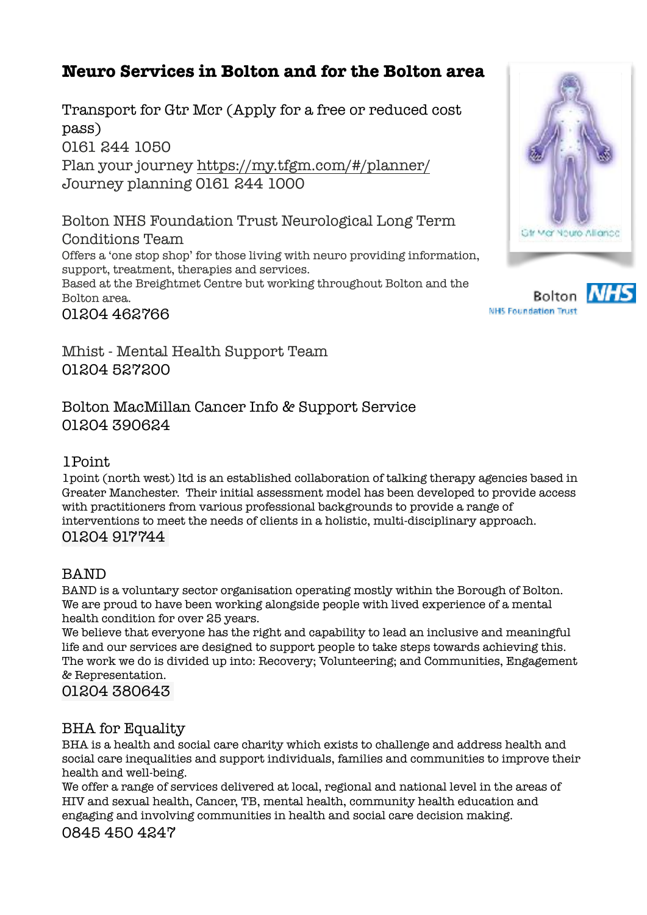# Neuro Services in Bolton and for the Bolton area

Transport for Gtr Mcr (Apply for a free or reduced cost pass)
0161 244 1050
Plan your journey https://my.tfgm.com/#/planner/
Journey planning 0161 244 1000

Bolton NHS Foundation Trust Neurological Long Term Conditions Team
Offers a 'one stop shop' for those living with neuro providing information, support, treatment, therapies and services.
Based at the Breightmet Centre but working throughout Bolton and the Bolton area.
01204 462766

Mhist - Mental Health Support Team
01204 527200

Bolton MacMillan Cancer Info & Support Service
01204 390624

1Point
1point (north west) ltd is an established collaboration of talking therapy agencies based in Greater Manchester. Their initial assessment model has been developed to provide access with practitioners from various professional backgrounds to provide a range of interventions to meet the needs of clients in a holistic, multi-disciplinary approach.
01204 917744

BAND
BAND is a voluntary sector organisation operating mostly within the Borough of Bolton. We are proud to have been working alongside people with lived experience of a mental health condition for over 25 years.
We believe that everyone has the right and capability to lead an inclusive and meaningful life and our services are designed to support people to take steps towards achieving this. The work we do is divided up into: Recovery; Volunteering; and Communities, Engagement & Representation.
01204 380643

BHA for Equality
BHA is a health and social care charity which exists to challenge and address health and social care inequalities and support individuals, families and communities to improve their health and well-being.
We offer a range of services delivered at local, regional and national level in the areas of HIV and sexual health, Cancer, TB, mental health, community health education and engaging and involving communities in health and social care decision making.
0845 450 4247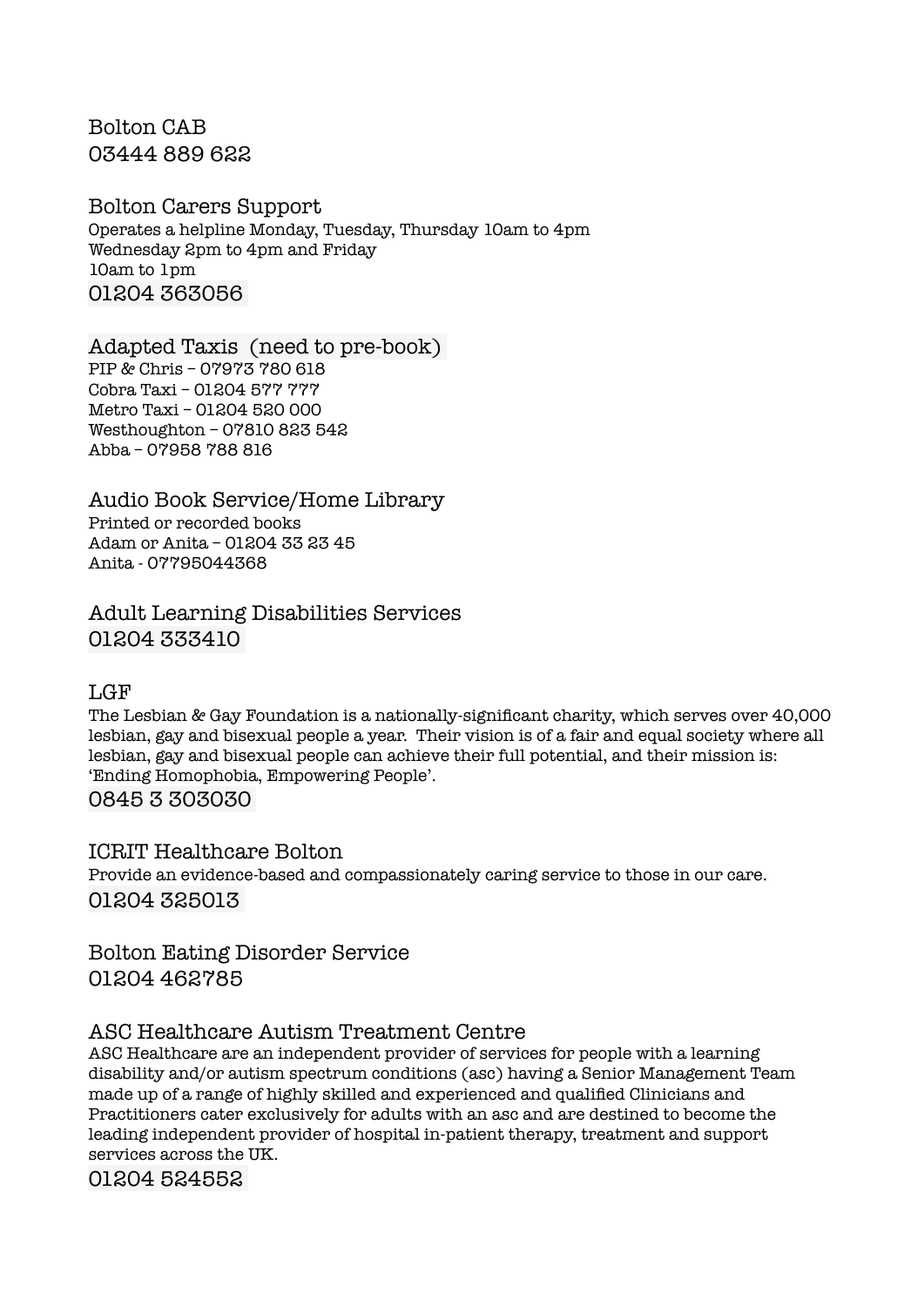## Bolton CAB

03444 889 622

## Bolton Carers Support

Operates a helpline Monday, Tuesday, Thursday 10am to 4pm
Wednesday 2pm to 4pm and Friday
10am to 1pm

01204 363056

## Adapted Taxis (need to pre-book)

PIP & Chris – 07973 780 618
Cobra Taxi – 01204 577 777
Metro Taxi – 01204 520 000
Westhoughton – 07810 823 542
Abba – 07958 788 816

## Audio Book Service/Home Library

Printed or recorded books
Adam or Anita – 01204 33 23 45
Anita - 07795044368

## Adult Learning Disabilities Services

01204 333410

## LGF

The Lesbian & Gay Foundation is a nationally-significant charity, which serves over 40,000 lesbian, gay and bisexual people a year. Their vision is of a fair and equal society where all lesbian, gay and bisexual people can achieve their full potential, and their mission is: 'Ending Homophobia, Empowering People'.

0845 3 303030

## ICRIT Healthcare Bolton

Provide an evidence-based and compassionately caring service to those in our care.

01204 325013

## Bolton Eating Disorder Service

01204 462785

## ASC Healthcare Autism Treatment Centre

ASC Healthcare are an independent provider of services for people with a learning disability and/or autism spectrum conditions (asc) having a Senior Management Team made up of a range of highly skilled and experienced and qualified Clinicians and Practitioners cater exclusively for adults with an asc and are destined to become the leading independent provider of hospital in-patient therapy, treatment and support services across the UK.

01204 524552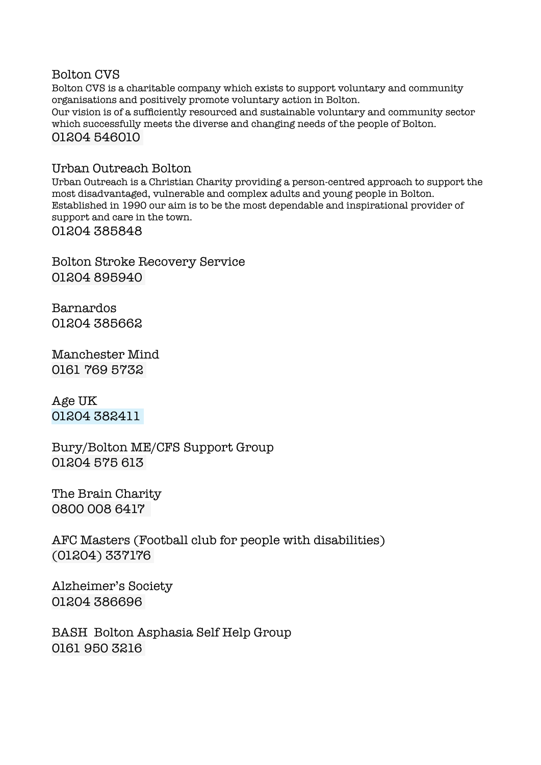Bolton CVS

Bolton CVS is a charitable company which exists to support voluntary and community organisations and positively promote voluntary action in Bolton.
Our vision is of a sufficiently resourced and sustainable voluntary and community sector which successfully meets the diverse and changing needs of the people of Bolton.

01204 546010

Urban Outreach Bolton

Urban Outreach is a Christian Charity providing a person-centred approach to support the most disadvantaged, vulnerable and complex adults and young people in Bolton. Established in 1990 our aim is to be the most dependable and inspirational provider of support and care in the town.

01204 385848

Bolton Stroke Recovery Service
01204 895940

Barnardos
01204 385662

Manchester Mind
0161 769 5732

Age UK
01204 382411

Bury/Bolton ME/CFS Support Group
01204 575 613

The Brain Charity
0800 008 6417

AFC Masters (Football club for people with disabilities)
(01204) 337176

Alzheimer's Society
01204 386696

BASH Bolton Asphasia Self Help Group
0161 950 3216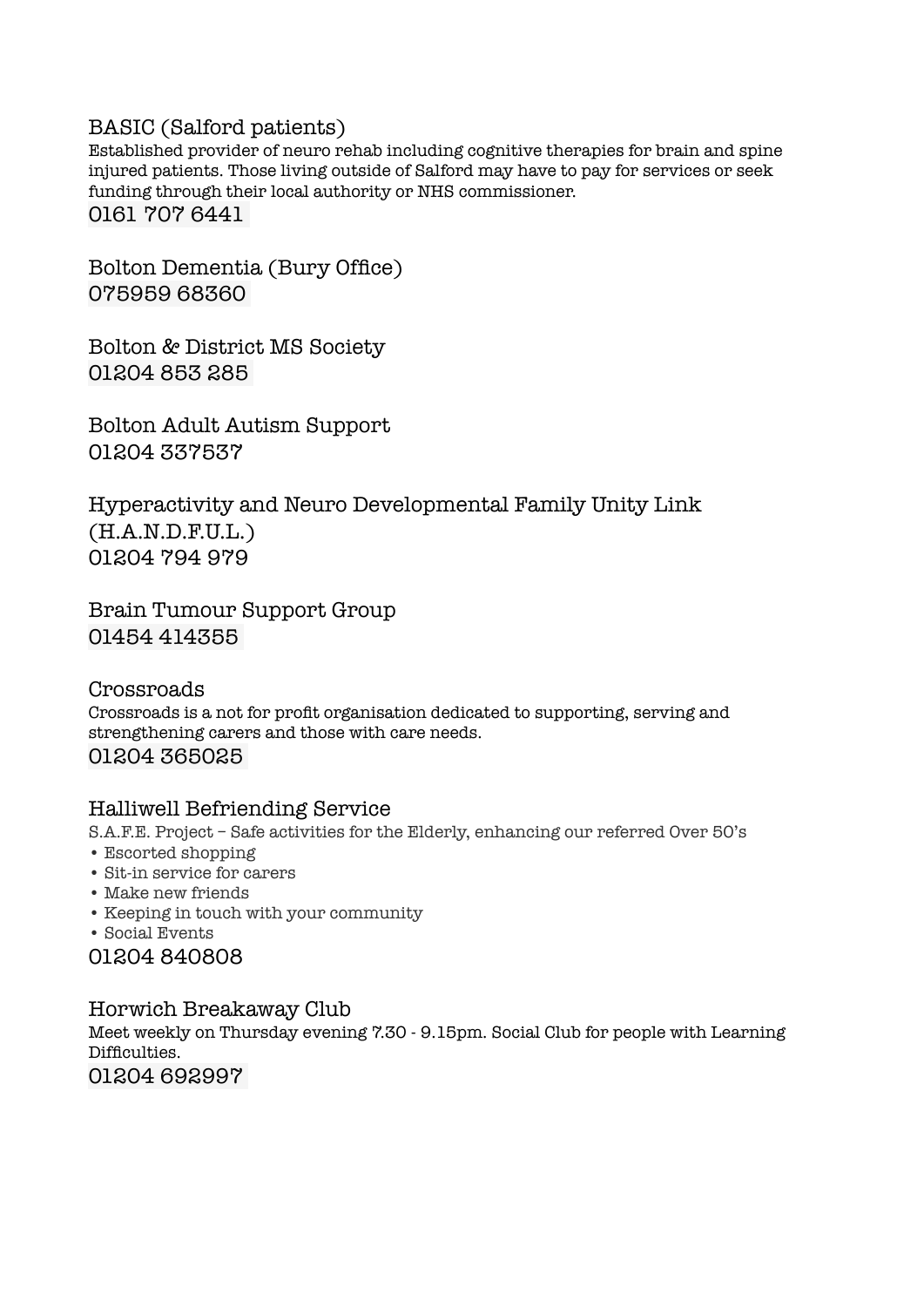### BASIC (Salford patients)

Established provider of neuro rehab including cognitive therapies for brain and spine injured patients. Those living outside of Salford may have to pay for services or seek funding through their local authority or NHS commissioner.

0161 707 6441

### Bolton Dementia (Bury Office)

075959 68360

### Bolton & District MS Society

01204 853 285

### Bolton Adult Autism Support

01204 337537

### Hyperactivity and Neuro Developmental Family Unity Link (H.A.N.D.F.U.L.)

01204 794 979

### Brain Tumour Support Group

01454 414355

### Crossroads

Crossroads is a not for profit organisation dedicated to supporting, serving and strengthening carers and those with care needs.

01204 365025

### Halliwell Befriending Service

S.A.F.E. Project – Safe activities for the Elderly, enhancing our referred Over 50's

- Escorted shopping
- Sit-in service for carers
- Make new friends
- Keeping in touch with your community
- Social Events

01204 840808

### Horwich Breakaway Club

Meet weekly on Thursday evening 7.30 - 9.15pm. Social Club for people with Learning Difficulties.

01204 692997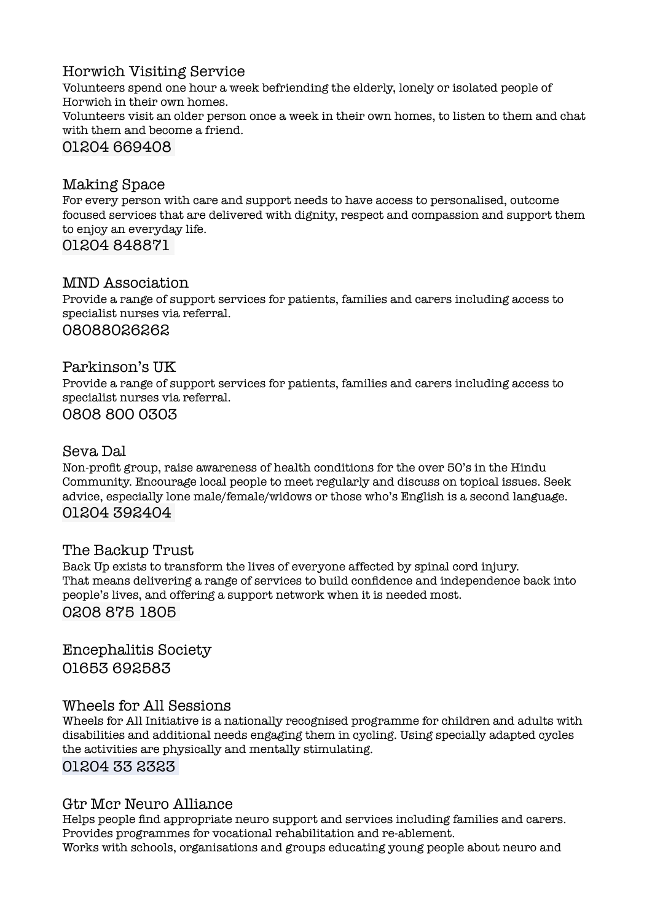## Horwich Visiting Service

Volunteers spend one hour a week befriending the elderly, lonely or isolated people of Horwich in their own homes.
Volunteers visit an older person once a week in their own homes, to listen to them and chat with them and become a friend.

01204 669408

## Making Space

For every person with care and support needs to have access to personalised, outcome focused services that are delivered with dignity, respect and compassion and support them to enjoy an everyday life.

01204 848871

## MND Association

Provide a range of support services for patients, families and carers including access to specialist nurses via referral.

08088026262

## Parkinson's UK

Provide a range of support services for patients, families and carers including access to specialist nurses via referral.

0808 800 0303

## Seva Dal

Non-profit group, raise awareness of health conditions for the over 50's in the Hindu Community. Encourage local people to meet regularly and discuss on topical issues. Seek advice, especially lone male/female/widows or those who's English is a second language.

01204 392404

## The Backup Trust

Back Up exists to transform the lives of everyone affected by spinal cord injury.
That means delivering a range of services to build confidence and independence back into people's lives, and offering a support network when it is needed most.

0208 875 1805

## Encephalitis Society

01653 692583

## Wheels for All Sessions

Wheels for All Initiative is a nationally recognised programme for children and adults with disabilities and additional needs engaging them in cycling. Using specially adapted cycles the activities are physically and mentally stimulating.

01204 33 2323

## Gtr Mcr Neuro Alliance

Helps people find appropriate neuro support and services including families and carers.
Provides programmes for vocational rehabilitation and re-ablement.
Works with schools, organisations and groups educating young people about neuro and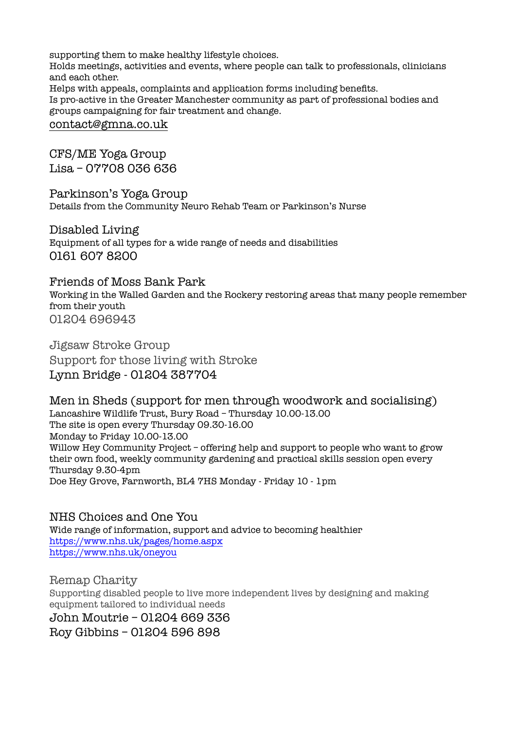supporting them to make healthy lifestyle choices.
Holds meetings, activities and events, where people can talk to professionals, clinicians and each other.
Helps with appeals, complaints and application forms including benefits.
Is pro-active in the Greater Manchester community as part of professional bodies and groups campaigning for fair treatment and change.
contact@gmna.co.uk

## CFS/ME Yoga Group

Lisa – 07708 036 636

## Parkinson's Yoga Group

Details from the Community Neuro Rehab Team or Parkinson's Nurse

## Disabled Living

Equipment of all types for a wide range of needs and disabilities

0161 607 8200

## Friends of Moss Bank Park

Working in the Walled Garden and the Rockery restoring areas that many people remember from their youth

01204 696943

## Jigsaw Stroke Group

Support for those living with Stroke

Lynn Bridge - 01204 387704

## Men in Sheds (support for men through woodwork and socialising)

Lancashire Wildlife Trust, Bury Road – Thursday 10.00-13.00
The site is open every Thursday 09.30-16.00
Monday to Friday 10.00-13.00
Willow Hey Community Project – offering help and support to people who want to grow their own food, weekly community gardening and practical skills session open every Thursday 9.30-4pm
Doe Hey Grove, Farnworth, BL4 7HS Monday - Friday 10 - 1pm

## NHS Choices and One You

Wide range of information, support and advice to becoming healthier
https://www.nhs.uk/pages/home.aspx
https://www.nhs.uk/oneyou

## Remap Charity

Supporting disabled people to live more independent lives by designing and making equipment tailored to individual needs

John Moutrie – 01204 669 336
Roy Gibbins – 01204 596 898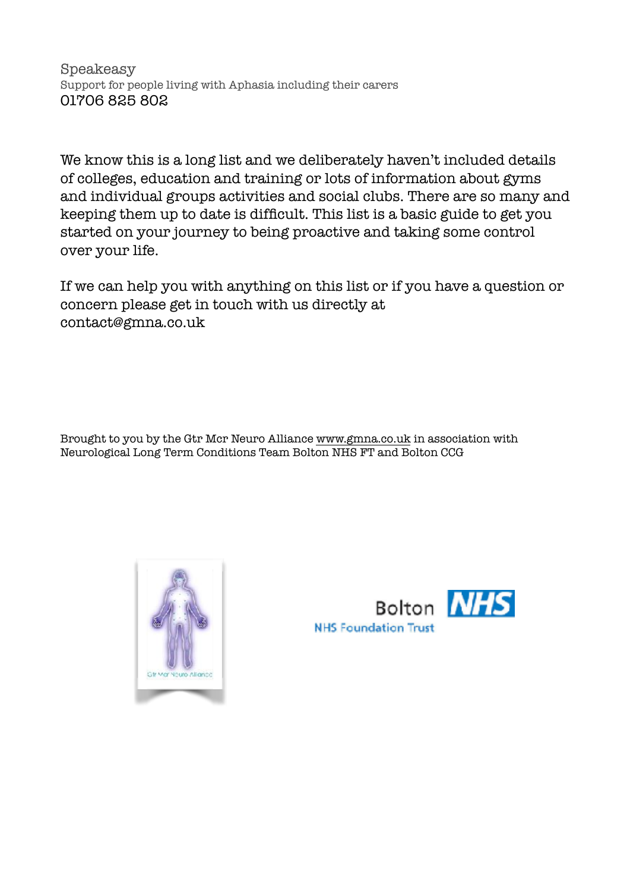Speakeasy
Support for people living with Aphasia including their carers
01706 825 802

We know this is a long list and we deliberately haven't included details of colleges, education and training or lots of information about gyms and individual groups activities and social clubs. There are so many and keeping them up to date is difficult. This list is a basic guide to get you started on your journey to being proactive and taking some control over your life.

If we can help you with anything on this list or if you have a question or concern please get in touch with us directly at contact@gmna.co.uk

Brought to you by the Gtr Mcr Neuro Alliance www.gmna.co.uk in association with Neurological Long Term Conditions Team Bolton NHS FT and Bolton CCG